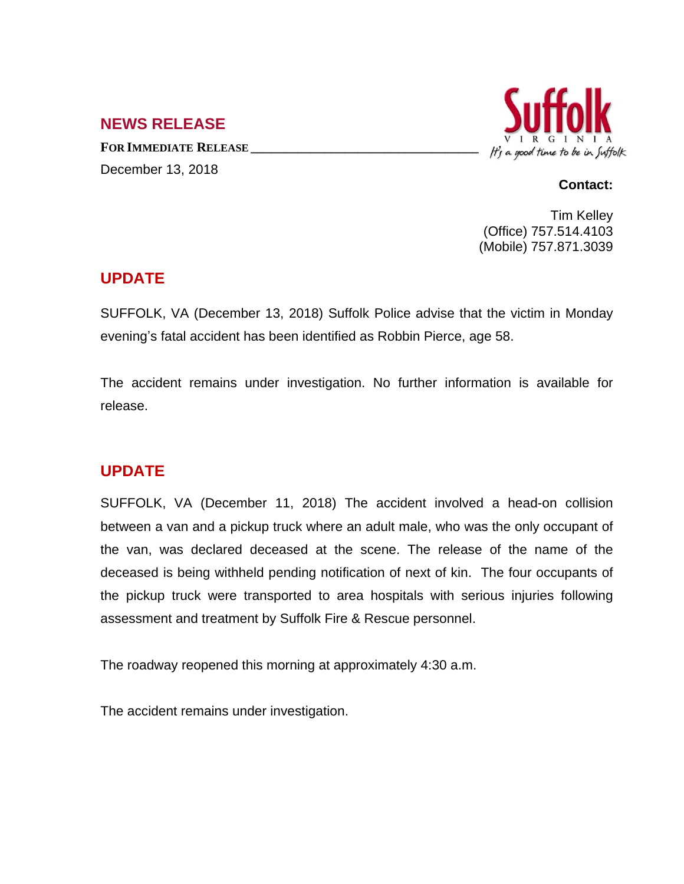## NEWS RELEASE

**FOR IMMEDIATE RELEASE**

December 13, 2018

Suffolk VIRGINIA It's a good time to be in Suffolk

**Contact:**

Tim Kelley
(Office) 757.514.4103
(Mobile) 757.871.3039

## UPDATE

SUFFOLK, VA (December 13, 2018) Suffolk Police advise that the victim in Monday evening's fatal accident has been identified as Robbin Pierce, age 58.

The accident remains under investigation. No further information is available for release.

## UPDATE

SUFFOLK, VA (December 11, 2018) The accident involved a head-on collision between a van and a pickup truck where an adult male, who was the only occupant of the van, was declared deceased at the scene. The release of the name of the deceased is being withheld pending notification of next of kin. The four occupants of the pickup truck were transported to area hospitals with serious injuries following assessment and treatment by Suffolk Fire & Rescue personnel.

The roadway reopened this morning at approximately 4:30 a.m.

The accident remains under investigation.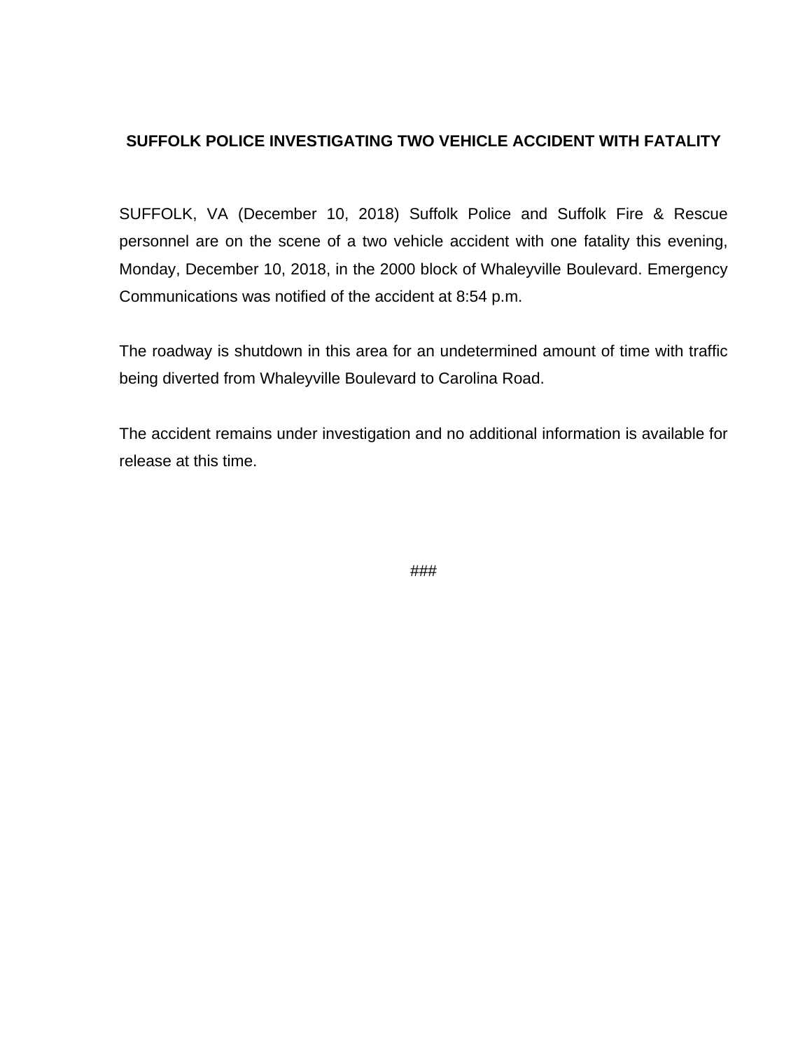**SUFFOLK POLICE INVESTIGATING TWO VEHICLE ACCIDENT WITH FATALITY**

SUFFOLK, VA (December 10, 2018) Suffolk Police and Suffolk Fire & Rescue personnel are on the scene of a two vehicle accident with one fatality this evening, Monday, December 10, 2018, in the 2000 block of Whaleyville Boulevard. Emergency Communications was notified of the accident at 8:54 p.m.

The roadway is shutdown in this area for an undetermined amount of time with traffic being diverted from Whaleyville Boulevard to Carolina Road.

The accident remains under investigation and no additional information is available for release at this time.

###